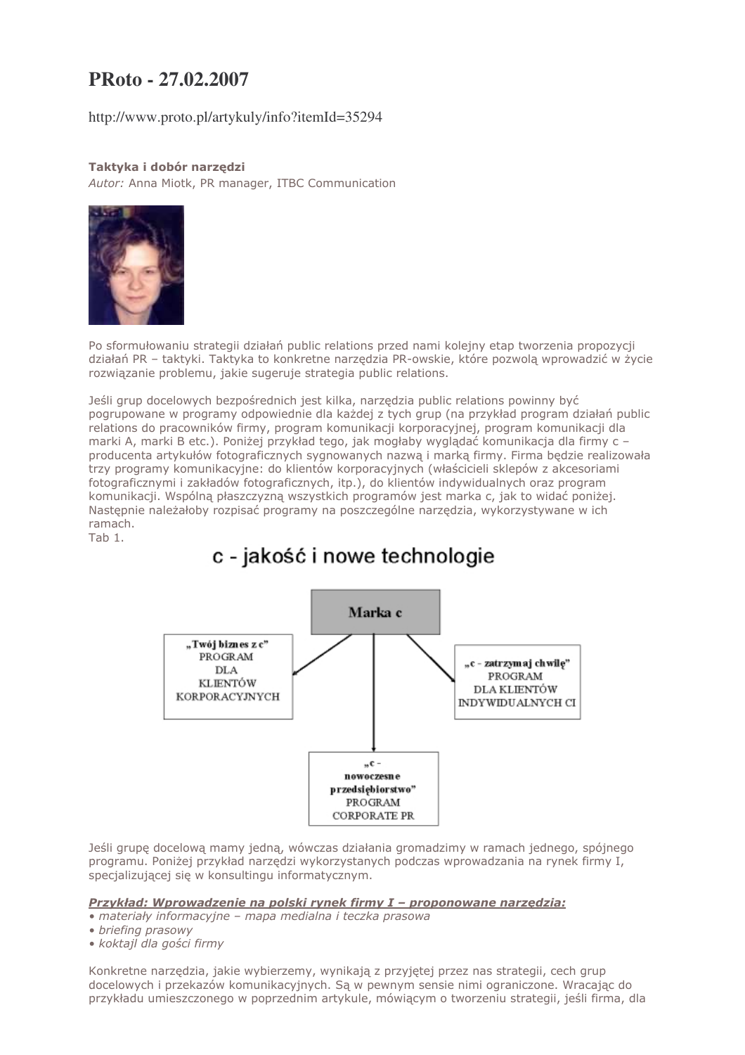# PRoto - 27.02.2007

http://www.proto.pl/artykuly/info?itemId=35294

**Taktyka i dobór narzędzi**
*Autor:* Anna Miotk, PR manager, ITBC Communication

Po sformułowaniu strategii działań public relations przed nami kolejny etap tworzenia propozycji działań PR – taktyki. Taktyka to konkretne narzędzia PR-owskie, które pozwolą wprowadzić w życie rozwiązanie problemu, jakie sugeruje strategia public relations.

Jeśli grup docelowych bezpośrednich jest kilka, narzędzia public relations powinny być pogrupowane w programy odpowiednie dla każdej z tych grup (na przykład program działań public relations do pracowników firmy, program komunikacji korporacyjnej, program komunikacji dla marki A, marki B etc.). Poniżej przykład tego, jak mogłaby wyglądać komunikacja dla firmy c – producenta artykułów fotograficznych sygnowanych nazwą i marką firmy. Firma będzie realizowała trzy programy komunikacyjne: do klientów korporacyjnych (właścicieli sklepów z akcesoriami fotograficznymi i zakładów fotograficznych, itp.), do klientów indywidualnych oraz program komunikacji. Wspólną płaszczyzną wszystkich programów jest marka c, jak to widać poniżej. Następnie należałoby rozpisać programy na poszczególne narzędzia, wykorzystywane w ich ramach.
Tab 1.

**c - jakość i nowe technologie**

**Marka c**

- **„Twój biznes z c"** PROGRAM DLA KLIENTÓW KORPORACYJNYCH
- **„c - zatrzymaj chwilę"** PROGRAM DLA KLIENTÓW INDYWIDUALNYCH CI
- **„c - nowoczesne przedsiębiorstwo"** PROGRAM CORPORATE PR

Jeśli grupę docelową mamy jedną, wówczas działania gromadzimy w ramach jednego, spójnego programu. Poniżej przykład narzędzi wykorzystanych podczas wprowadzania na rynek firmy I, specjalizującej się w konsultingu informatycznym.

***Przykład: Wprowadzenie na polski rynek firmy I – proponowane narzędzia:***

- *materiały informacyjne – mapa medialna i teczka prasowa*
- *briefing prasowy*
- *koktajl dla gości firmy*

Konkretne narzędzia, jakie wybierzemy, wynikają z przyjętej przez nas strategii, cech grup docelowych i przekazów komunikacyjnych. Są w pewnym sensie nimi ograniczone. Wracając do przykładu umieszczonego w poprzednim artykule, mówiącym o tworzeniu strategii, jeśli firma, dla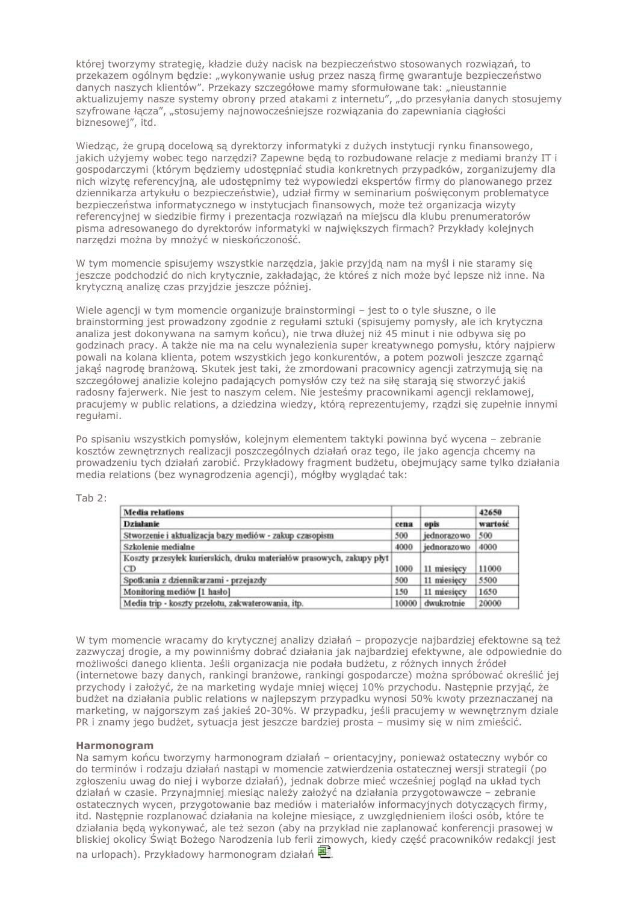której tworzymy strategię, kładzie duży nacisk na bezpieczeństwo stosowanych rozwiązań, to przekazem ogólnym będzie: „wykonywanie usług przez naszą firmę gwarantuje bezpieczeństwo danych naszych klientów". Przekazy szczegółowe mamy sformułowane tak: „nieustannie aktualizujemy nasze systemy obrony przed atakami z internetu", „do przesyłania danych stosujemy szyfrowane łącza", „stosujemy najnowocześniejsze rozwiązania do zapewniania ciągłości biznesowej", itd.

Wiedząc, że grupą docelową są dyrektorzy informatyki z dużych instytucji rynku finansowego, jakich użyjemy wobec tego narzędzi? Zapewne będą to rozbudowane relacje z mediami branży IT i gospodarczymi (którym będziemy udostępniać studia konkretnych przypadków, zorganizujemy dla nich wizytę referencyjną, ale udostępnimy też wypowiedzi ekspertów firmy do planowanego przez dziennikarza artykułu o bezpieczeństwie), udział firmy w seminarium poświęconym problematyce bezpieczeństwa informatycznego w instytucjach finansowych, może też organizacja wizyty referencyjnej w siedzibie firmy i prezentacja rozwiązań na miejscu dla klubu prenumeratorów pisma adresowanego do dyrektorów informatyki w największych firmach? Przykłady kolejnych narzędzi można by mnożyć w nieskończoność.

W tym momencie spisujemy wszystkie narzędzia, jakie przyjdą nam na myśl i nie staramy się jeszcze podchodzić do nich krytycznie, zakładając, że któreś z nich może być lepsze niż inne. Na krytyczną analizę czas przyjdzie jeszcze później.

Wiele agencji w tym momencie organizuje brainstormingi – jest to o tyle słuszne, o ile brainstorming jest prowadzony zgodnie z regułami sztuki (spisujemy pomysły, ale ich krytyczna analiza jest dokonywana na samym końcu), nie trwa dłużej niż 45 minut i nie odbywa się po godzinach pracy. A także nie ma na celu wynalezienia super kreatywnego pomysłu, który najpierw powali na kolana klienta, potem wszystkich jego konkurentów, a potem pozwoli jeszcze zgarnąć jakąś nagrodę branżową. Skutek jest taki, że zmordowani pracownicy agencji zatrzymują się na szczegółowej analizie kolejno padających pomysłów czy też na siłę starają się stworzyć jakiś radosny fajerwerk. Nie jest to naszym celem. Nie jesteśmy pracownikami agencji reklamowej, pracujemy w public relations, a dziedzina wiedzy, którą reprezentujemy, rządzi się zupełnie innymi regułami.

Po spisaniu wszystkich pomysłów, kolejnym elementem taktyki powinna być wycena – zebranie kosztów zewnętrznych realizacji poszczególnych działań oraz tego, ile jako agencja chcemy na prowadzeniu tych działań zarobić. Przykładowy fragment budżetu, obejmujący same tylko działania media relations (bez wynagrodzenia agencji), mógłby wyglądać tak:

Tab 2:

| **Media relations** | | | **42650** |
|---|---|---|---|
| **Działanie** | **cena** | **opis** | **wartość** |
| Stworzenie i aktualizacja bazy mediów - zakup czasopism | 500 | jednorazowo | 500 |
| Szkolenie medialne | 4000 | jednorazowo | 4000 |
| Koszty przesyłek kurierskich, druku materiałów prasowych, zakupy płyt CD | 1000 | 11 miesięcy | 11000 |
| Spotkania z dziennikarzami - przejazdy | 500 | 11 miesięcy | 5500 |
| Monitoring mediów [1 hasło] | 150 | 11 miesięcy | 1650 |
| Media trip - koszty przelotu, zakwaterowania, itp. | 10000 | dwukrotnie | 20000 |

W tym momencie wracamy do krytycznej analizy działań – propozycje najbardziej efektowne są też zazwyczaj drogie, a my powinniśmy dobrać działania jak najbardziej efektywne, ale odpowiednie do możliwości danego klienta. Jeśli organizacja nie podała budżetu, z różnych innych źródeł (internetowe bazy danych, rankingi branżowe, rankingi gospodarcze) można spróbować określić jej przychody i założyć, że na marketing wydaje mniej więcej 10% przychodu. Następnie przyjąć, że budżet na działania public relations w najlepszym przypadku wynosi 50% kwoty przeznaczanej na marketing, w najgorszym zaś jakieś 20-30%. W przypadku, jeśli pracujemy w wewnętrznym dziale PR i znamy jego budżet, sytuacja jest jeszcze bardziej prosta – musimy się w nim zmieścić.

**Harmonogram**

Na samym końcu tworzymy harmonogram działań – orientacyjny, ponieważ ostateczny wybór co do terminów i rodzaju działań nastąpi w momencie zatwierdzenia ostatecznej wersji strategii (po zgłoszeniu uwag do niej i wyborze działań), jednak dobrze mieć wcześniej pogląd na układ tych działań w czasie. Przynajmniej miesiąc należy założyć na działania przygotowawcze – zebranie ostatecznych wycen, przygotowanie baz mediów i materiałów informacyjnych dotyczących firmy, itd. Następnie rozplanować działania na kolejne miesiące, z uwzględnieniem ilości osób, które te działania będą wykonywać, ale też sezon (aby na przykład nie zaplanować konferencji prasowej w bliskiej okolicy Świąt Bożego Narodzenia lub ferii zimowych, kiedy część pracowników redakcji jest na urlopach). Przykładowy harmonogram działań.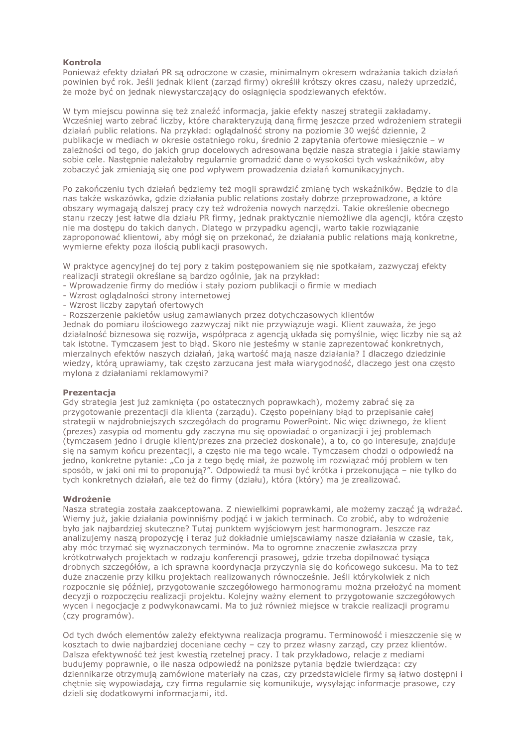**Kontrola**

Ponieważ efekty działań PR są odroczone w czasie, minimalnym okresem wdrażania takich działań powinien być rok. Jeśli jednak klient (zarząd firmy) określił krótszy okres czasu, należy uprzedzić, że może być on jednak niewystarczający do osiągnięcia spodziewanych efektów.

W tym miejscu powinna się też znaleźć informacja, jakie efekty naszej strategii zakładamy. Wcześniej warto zebrać liczby, które charakteryzują daną firmę jeszcze przed wdrożeniem strategii działań public relations. Na przykład: oglądalność strony na poziomie 30 wejść dziennie, 2 publikacje w mediach w okresie ostatniego roku, średnio 2 zapytania ofertowe miesięcznie – w zależności od tego, do jakich grup docelowych adresowana będzie nasza strategia i jakie stawiamy sobie cele. Następnie należałoby regularnie gromadzić dane o wysokości tych wskaźników, aby zobaczyć jak zmieniają się one pod wpływem prowadzenia działań komunikacyjnych.

Po zakończeniu tych działań będziemy też mogli sprawdzić zmianę tych wskaźników. Będzie to dla nas także wskazówka, gdzie działania public relations zostały dobrze przeprowadzone, a które obszary wymagają dalszej pracy czy też wdrożenia nowych narzędzi. Takie określenie obecnego stanu rzeczy jest łatwe dla działu PR firmy, jednak praktycznie niemożliwe dla agencji, która często nie ma dostępu do takich danych. Dlatego w przypadku agencji, warto takie rozwiązanie zaproponować klientowi, aby mógł się on przekonać, że działania public relations mają konkretne, wymierne efekty poza ilością publikacji prasowych.

W praktyce agencyjnej do tej pory z takim postępowaniem się nie spotkałam, zazwyczaj efekty realizacji strategii określane są bardzo ogólnie, jak na przykład:

- Wprowadzenie firmy do mediów i stały poziom publikacji o firmie w mediach
- Wzrost oglądalności strony internetowej
- Wzrost liczby zapytań ofertowych
- Rozszerzenie pakietów usług zamawianych przez dotychczasowych klientów

Jednak do pomiaru ilościowego zazwyczaj nikt nie przywiązuje wagi. Klient zauważa, że jego działalność biznesowa się rozwija, współpraca z agencją układa się pomyślnie, więc liczby nie są aż tak istotne. Tymczasem jest to błąd. Skoro nie jesteśmy w stanie zaprezentować konkretnych, mierzalnych efektów naszych działań, jaką wartość mają nasze działania? I dlaczego dziedzinie wiedzy, którą uprawiamy, tak często zarzucana jest mała wiarygodność, dlaczego jest ona często mylona z działaniami reklamowymi?

**Prezentacja**

Gdy strategia jest już zamknięta (po ostatecznych poprawkach), możemy zabrać się za przygotowanie prezentacji dla klienta (zarządu). Często popełniany błąd to przepisanie całej strategii w najdrobniejszych szczegółach do programu PowerPoint. Nic więc dziwnego, że klient (prezes) zasypia od momentu gdy zaczyna mu się opowiadać o organizacji i jej problemach (tymczasem jedno i drugie klient/prezes zna przecież doskonale), a to, co go interesuje, znajduje się na samym końcu prezentacji, a często nie ma tego wcale. Tymczasem chodzi o odpowiedź na jedno, konkretne pytanie: „Co ja z tego będę miał, że pozwolę im rozwiązać mój problem w ten sposób, w jaki oni mi to proponują?". Odpowiedź ta musi być krótka i przekonująca – nie tylko do tych konkretnych działań, ale też do firmy (działu), która (który) ma je zrealizować.

**Wdrożenie**

Nasza strategia została zaakceptowana. Z niewielkimi poprawkami, ale możemy zacząć ją wdrażać. Wiemy już, jakie działania powinniśmy podjąć i w jakich terminach. Co zrobić, aby to wdrożenie było jak najbardziej skuteczne? Tutaj punktem wyjściowym jest harmonogram. Jeszcze raz analizujemy naszą propozycję i teraz już dokładnie umiejscawiamy nasze działania w czasie, tak, aby móc trzymać się wyznaczonych terminów. Ma to ogromne znaczenie zwłaszcza przy krótkotrwałych projektach w rodzaju konferencji prasowej, gdzie trzeba dopilnować tysiąca drobnych szczegółów, a ich sprawna koordynacja przyczynia się do końcowego sukcesu. Ma to też duże znaczenie przy kilku projektach realizowanych równocześnie. Jeśli którykolwiek z nich rozpocznie się później, przygotowanie szczegółowego harmonogramu można przełożyć na moment decyzji o rozpoczęciu realizacji projektu. Kolejny ważny element to przygotowanie szczegółowych wycen i negocjacje z podwykonawcami. Ma to już również miejsce w trakcie realizacji programu (czy programów).

Od tych dwóch elementów zależy efektywna realizacja programu. Terminowość i mieszczenie się w kosztach to dwie najbardziej doceniane cechy – czy to przez własny zarząd, czy przez klientów. Dalsza efektywność też jest kwestią rzetelnej pracy. I tak przykładowo, relacje z mediami budujemy poprawnie, o ile nasza odpowiedź na poniższe pytania będzie twierdząca: czy dziennikarze otrzymują zamówione materiały na czas, czy przedstawiciele firmy są łatwo dostępni i chętnie się wypowiadają, czy firma regularnie się komunikuje, wysyłając informacje prasowe, czy dzieli się dodatkowymi informacjami, itd.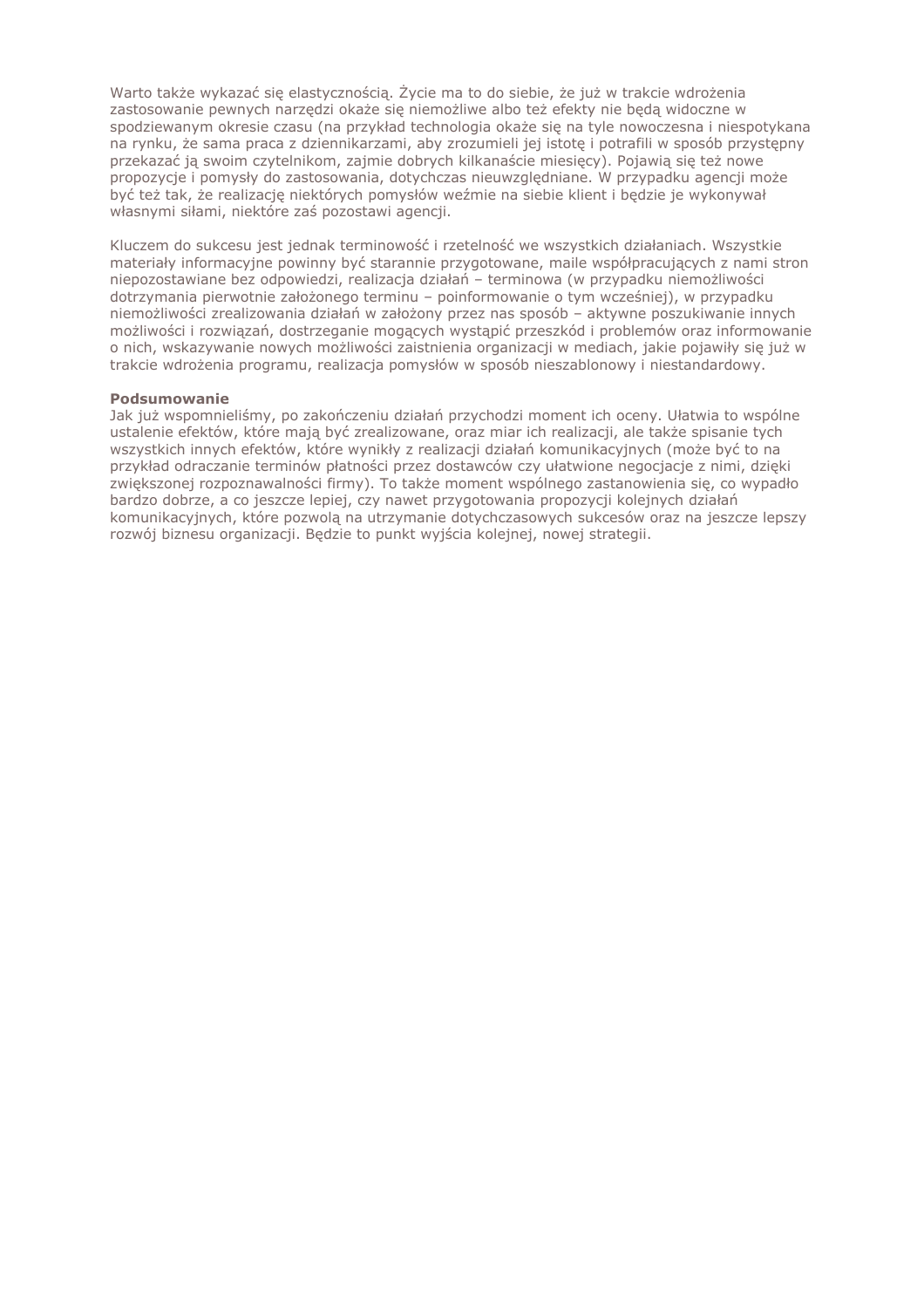Warto także wykazać się elastycznością. Życie ma to do siebie, że już w trakcie wdrożenia zastosowanie pewnych narzędzi okaże się niemożliwe albo też efekty nie będą widoczne w spodziewanym okresie czasu (na przykład technologia okaże się na tyle nowoczesna i niespotykana na rynku, że sama praca z dziennikarzami, aby zrozumieli jej istotę i potrafili w sposób przystępny przekazać ją swoim czytelnikom, zajmie dobrych kilkanaście miesięcy). Pojawią się też nowe propozycje i pomysły do zastosowania, dotychczas nieuwzględniane. W przypadku agencji może być też tak, że realizację niektórych pomysłów weźmie na siebie klient i będzie je wykonywał własnymi siłami, niektóre zaś pozostawi agencji.

Kluczem do sukcesu jest jednak terminowość i rzetelność we wszystkich działaniach. Wszystkie materiały informacyjne powinny być starannie przygotowane, maile współpracujących z nami stron niepozostawiane bez odpowiedzi, realizacja działań – terminowa (w przypadku niemożliwości dotrzymania pierwotnie założonego terminu – poinformowanie o tym wcześniej), w przypadku niemożliwości zrealizowania działań w założony przez nas sposób – aktywne poszukiwanie innych możliwości i rozwiązań, dostrzeganie mogących wystąpić przeszkód i problemów oraz informowanie o nich, wskazywanie nowych możliwości zaistnienia organizacji w mediach, jakie pojawiły się już w trakcie wdrożenia programu, realizacja pomysłów w sposób nieszablonowy i niestandardowy.

**Podsumowanie**

Jak już wspomnieliśmy, po zakończeniu działań przychodzi moment ich oceny. Ułatwia to wspólne ustalenie efektów, które mają być zrealizowane, oraz miar ich realizacji, ale także spisanie tych wszystkich innych efektów, które wynikły z realizacji działań komunikacyjnych (może być to na przykład odraczanie terminów płatności przez dostawców czy ułatwione negocjacje z nimi, dzięki zwiększonej rozpoznawalności firmy). To także moment wspólnego zastanowienia się, co wypadło bardzo dobrze, a co jeszcze lepiej, czy nawet przygotowania propozycji kolejnych działań komunikacyjnych, które pozwolą na utrzymanie dotychczasowych sukcesów oraz na jeszcze lepszy rozwój biznesu organizacji. Będzie to punkt wyjścia kolejnej, nowej strategii.